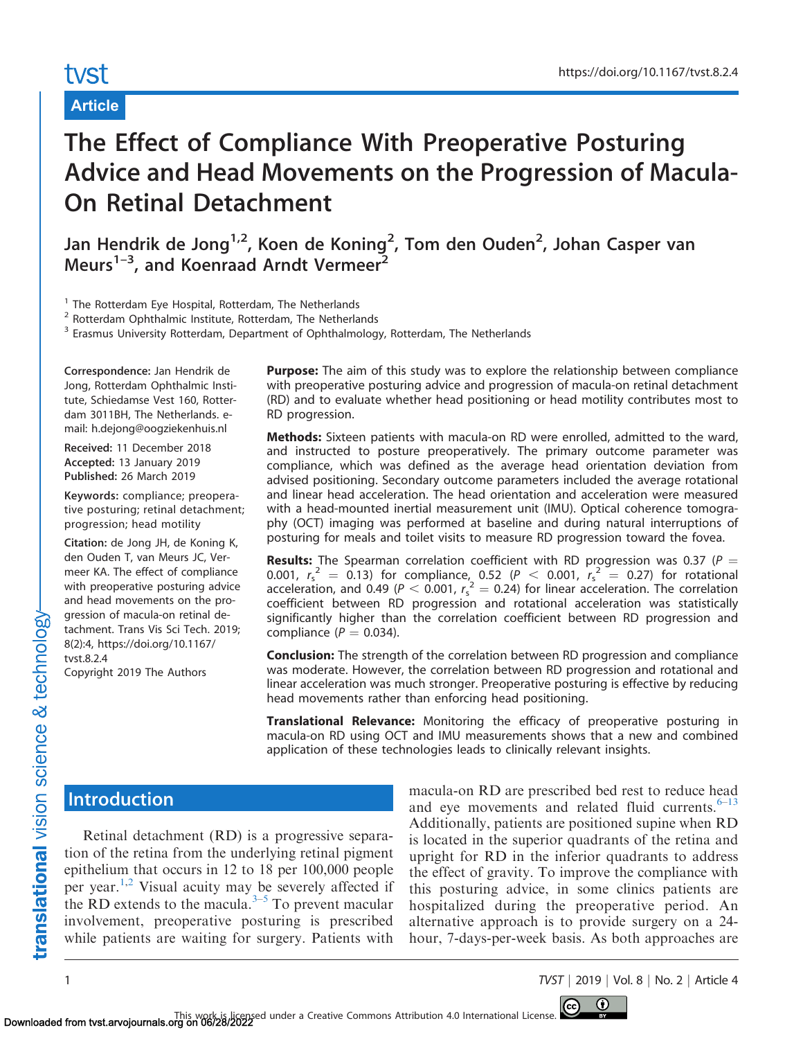Article

# The Effect of Compliance With Preoperative Posturing Advice and Head Movements on the Progression of Macula-On Retinal Detachment

**Jan Hendrik de Jong[1,2], Koen de Koning[2], Tom den Ouden[2], Johan Casper van Meurs[1–3], and Koenraad Arndt Vermeer[2]**

[1] The Rotterdam Eye Hospital, Rotterdam, The Netherlands
[2] Rotterdam Ophthalmic Institute, Rotterdam, The Netherlands
[3] Erasmus University Rotterdam, Department of Ophthalmology, Rotterdam, The Netherlands

**Correspondence:** Jan Hendrik de Jong, Rotterdam Ophthalmic Institute, Schiedamse Vest 160, Rotterdam 3011BH, The Netherlands. e-mail: h.dejong@oogziekenhuis.nl

**Received:** 11 December 2018
**Accepted:** 13 January 2019
**Published:** 26 March 2019

**Keywords:** compliance; preoperative posturing; retinal detachment; progression; head motility

**Citation:** de Jong JH, de Koning K, den Ouden T, van Meurs JC, Vermeer KA. The effect of compliance with preoperative posturing advice and head movements on the progression of macula-on retinal detachment. Trans Vis Sci Tech. 2019; 8(2):4, https://doi.org/10.1167/tvst.8.2.4

Copyright 2019 The Authors

**Purpose:** The aim of this study was to explore the relationship between compliance with preoperative posturing advice and progression of macula-on retinal detachment (RD) and to evaluate whether head positioning or head motility contributes most to RD progression.

**Methods:** Sixteen patients with macula-on RD were enrolled, admitted to the ward, and instructed to posture preoperatively. The primary outcome parameter was compliance, which was defined as the average head orientation deviation from advised positioning. Secondary outcome parameters included the average rotational and linear head acceleration. The head orientation and acceleration were measured with a head-mounted inertial measurement unit (IMU). Optical coherence tomography (OCT) imaging was performed at baseline and during natural interruptions of posturing for meals and toilet visits to measure RD progression toward the fovea.

**Results:** The Spearman correlation coefficient with RD progression was 0.37 ($P = 0.001$, $r_s^2 = 0.13$) for compliance, 0.52 ($P < 0.001$, $r_s^2 = 0.27$) for rotational acceleration, and 0.49 ($P < 0.001$, $r_s^2 = 0.24$) for linear acceleration. The correlation coefficient between RD progression and rotational acceleration was statistically significantly higher than the correlation coefficient between RD progression and compliance ($P = 0.034$).

**Conclusion:** The strength of the correlation between RD progression and compliance was moderate. However, the correlation between RD progression and rotational and linear acceleration was much stronger. Preoperative posturing is effective by reducing head movements rather than enforcing head positioning.

**Translational Relevance:** Monitoring the efficacy of preoperative posturing in macula-on RD using OCT and IMU measurements shows that a new and combined application of these technologies leads to clinically relevant insights.

## Introduction

Retinal detachment (RD) is a progressive separation of the retina from the underlying retinal pigment epithelium that occurs in 12 to 18 per 100,000 people per year.[1,2] Visual acuity may be severely affected if the RD extends to the macula.[3–5] To prevent macular involvement, preoperative posturing is prescribed while patients are waiting for surgery. Patients with macula-on RD are prescribed bed rest to reduce head and eye movements and related fluid currents.[6–13] Additionally, patients are positioned supine when RD is located in the superior quadrants of the retina and upright for RD in the inferior quadrants to address the effect of gravity. To improve the compliance with this posturing advice, in some clinics patients are hospitalized during the preoperative period. An alternative approach is to provide surgery on a 24-hour, 7-days-per-week basis. As both approaches are

This work is licensed under a Creative Commons Attribution 4.0 International License.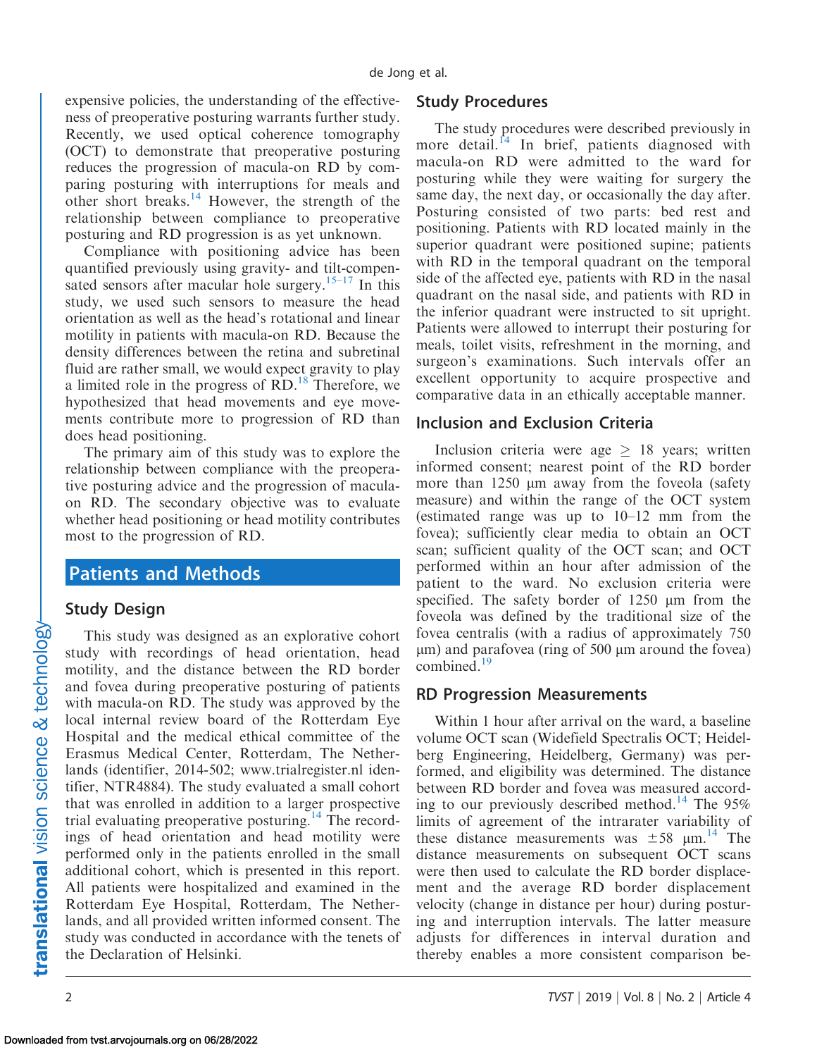expensive policies, the understanding of the effectiveness of preoperative posturing warrants further study. Recently, we used optical coherence tomography (OCT) to demonstrate that preoperative posturing reduces the progression of macula-on RD by comparing posturing with interruptions for meals and other short breaks.[14] However, the strength of the relationship between compliance to preoperative posturing and RD progression is as yet unknown.

Compliance with positioning advice has been quantified previously using gravity- and tilt-compensated sensors after macular hole surgery.[15–17] In this study, we used such sensors to measure the head orientation as well as the head's rotational and linear motility in patients with macula-on RD. Because the density differences between the retina and subretinal fluid are rather small, we would expect gravity to play a limited role in the progress of RD.[18] Therefore, we hypothesized that head movements and eye movements contribute more to progression of RD than does head positioning.

The primary aim of this study was to explore the relationship between compliance with the preoperative posturing advice and the progression of macula-on RD. The secondary objective was to evaluate whether head positioning or head motility contributes most to the progression of RD.

## Patients and Methods

### Study Design

This study was designed as an explorative cohort study with recordings of head orientation, head motility, and the distance between the RD border and fovea during preoperative posturing of patients with macula-on RD. The study was approved by the local internal review board of the Rotterdam Eye Hospital and the medical ethical committee of the Erasmus Medical Center, Rotterdam, The Netherlands (identifier, 2014-502; www.trialregister.nl identifier, NTR4884). The study evaluated a small cohort that was enrolled in addition to a larger prospective trial evaluating preoperative posturing.[14] The recordings of head orientation and head motility were performed only in the patients enrolled in the small additional cohort, which is presented in this report. All patients were hospitalized and examined in the Rotterdam Eye Hospital, Rotterdam, The Netherlands, and all provided written informed consent. The study was conducted in accordance with the tenets of the Declaration of Helsinki.

### Study Procedures

The study procedures were described previously in more detail.[14] In brief, patients diagnosed with macula-on RD were admitted to the ward for posturing while they were waiting for surgery the same day, the next day, or occasionally the day after. Posturing consisted of two parts: bed rest and positioning. Patients with RD located mainly in the superior quadrant were positioned supine; patients with RD in the temporal quadrant on the temporal side of the affected eye, patients with RD in the nasal quadrant on the nasal side, and patients with RD in the inferior quadrant were instructed to sit upright. Patients were allowed to interrupt their posturing for meals, toilet visits, refreshment in the morning, and surgeon's examinations. Such intervals offer an excellent opportunity to acquire prospective and comparative data in an ethically acceptable manner.

### Inclusion and Exclusion Criteria

Inclusion criteria were age $\geq$ 18 years; written informed consent; nearest point of the RD border more than 1250 µm away from the foveola (safety measure) and within the range of the OCT system (estimated range was up to 10–12 mm from the fovea); sufficiently clear media to obtain an OCT scan; sufficient quality of the OCT scan; and OCT performed within an hour after admission of the patient to the ward. No exclusion criteria were specified. The safety border of 1250 µm from the foveola was defined by the traditional size of the fovea centralis (with a radius of approximately 750 µm) and parafovea (ring of 500 µm around the fovea) combined.[19]

### RD Progression Measurements

Within 1 hour after arrival on the ward, a baseline volume OCT scan (Widefield Spectralis OCT; Heidelberg Engineering, Heidelberg, Germany) was performed, and eligibility was determined. The distance between RD border and fovea was measured according to our previously described method.[14] The 95% limits of agreement of the intrarater variability of these distance measurements was ±58 µm.[14] The distance measurements on subsequent OCT scans were then used to calculate the RD border displacement and the average RD border displacement velocity (change in distance per hour) during posturing and interruption intervals. The latter measure adjusts for differences in interval duration and thereby enables a more consistent comparison be-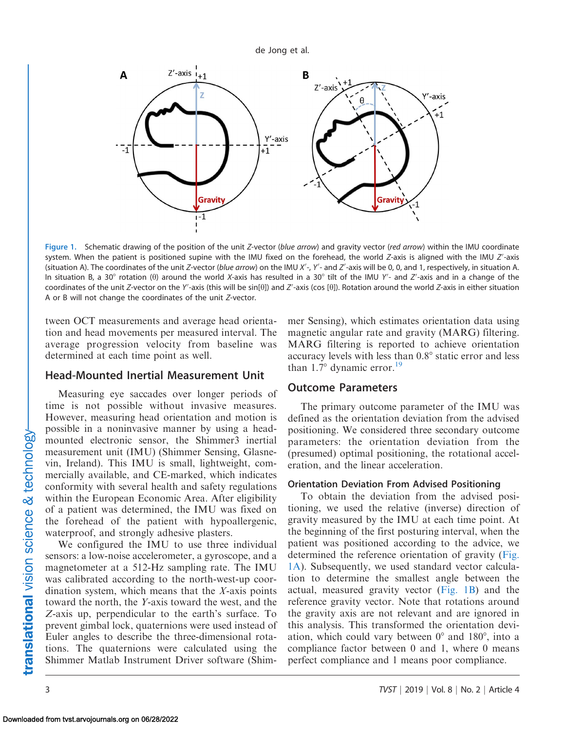Figure 1. Schematic drawing of the position of the unit *Z*-vector (*blue arrow*) and gravity vector (*red arrow*) within the IMU coordinate system. When the patient is positioned supine with the IMU fixed on the forehead, the world *Z*-axis is aligned with the IMU *Z*′-axis (situation A). The coordinates of the unit *Z*-vector (*blue arrow*) on the IMU *X*′-, *Y*′- and *Z*′-axis will be 0, 0, and 1, respectively, in situation A. In situation B, a 30° rotation (θ) around the world *X*-axis has resulted in a 30° tilt of the IMU *Y*′- and *Z*′-axis and in a change of the coordinates of the unit *Z*-vector on the *Y*′-axis (this will be sin[θ]) and *Z*′-axis (cos [θ]). Rotation around the world *Z*-axis in either situation A or B will not change the coordinates of the unit *Z*-vector.

tween OCT measurements and average head orientation and head movements per measured interval. The average progression velocity from baseline was determined at each time point as well.

## Head-Mounted Inertial Measurement Unit

Measuring eye saccades over longer periods of time is not possible without invasive measures. However, measuring head orientation and motion is possible in a noninvasive manner by using a head-mounted electronic sensor, the Shimmer3 inertial measurement unit (IMU) (Shimmer Sensing, Glasnevin, Ireland). This IMU is small, lightweight, commercially available, and CE-marked, which indicates conformity with several health and safety regulations within the European Economic Area. After eligibility of a patient was determined, the IMU was fixed on the forehead of the patient with hypoallergenic, waterproof, and strongly adhesive plasters.

We configured the IMU to use three individual sensors: a low-noise accelerometer, a gyroscope, and a magnetometer at a 512-Hz sampling rate. The IMU was calibrated according to the north-west-up coordination system, which means that the *X*-axis points toward the north, the *Y*-axis toward the west, and the *Z*-axis up, perpendicular to the earth's surface. To prevent gimbal lock, quaternions were used instead of Euler angles to describe the three-dimensional rotations. The quaternions were calculated using the Shimmer Matlab Instrument Driver software (Shimmer Sensing), which estimates orientation data using magnetic angular rate and gravity (MARG) filtering. MARG filtering is reported to achieve orientation accuracy levels with less than 0.8° static error and less than 1.7° dynamic error.[19]

## Outcome Parameters

The primary outcome parameter of the IMU was defined as the orientation deviation from the advised positioning. We considered three secondary outcome parameters: the orientation deviation from the (presumed) optimal positioning, the rotational acceleration, and the linear acceleration.

### Orientation Deviation From Advised Positioning

To obtain the deviation from the advised positioning, we used the relative (inverse) direction of gravity measured by the IMU at each time point. At the beginning of the first posturing interval, when the patient was positioned according to the advice, we determined the reference orientation of gravity (Fig. 1A). Subsequently, we used standard vector calculation to determine the smallest angle between the actual, measured gravity vector (Fig. 1B) and the reference gravity vector. Note that rotations around the gravity axis are not relevant and are ignored in this analysis. This transformed the orientation deviation, which could vary between 0° and 180°, into a compliance factor between 0 and 1, where 0 means perfect compliance and 1 means poor compliance.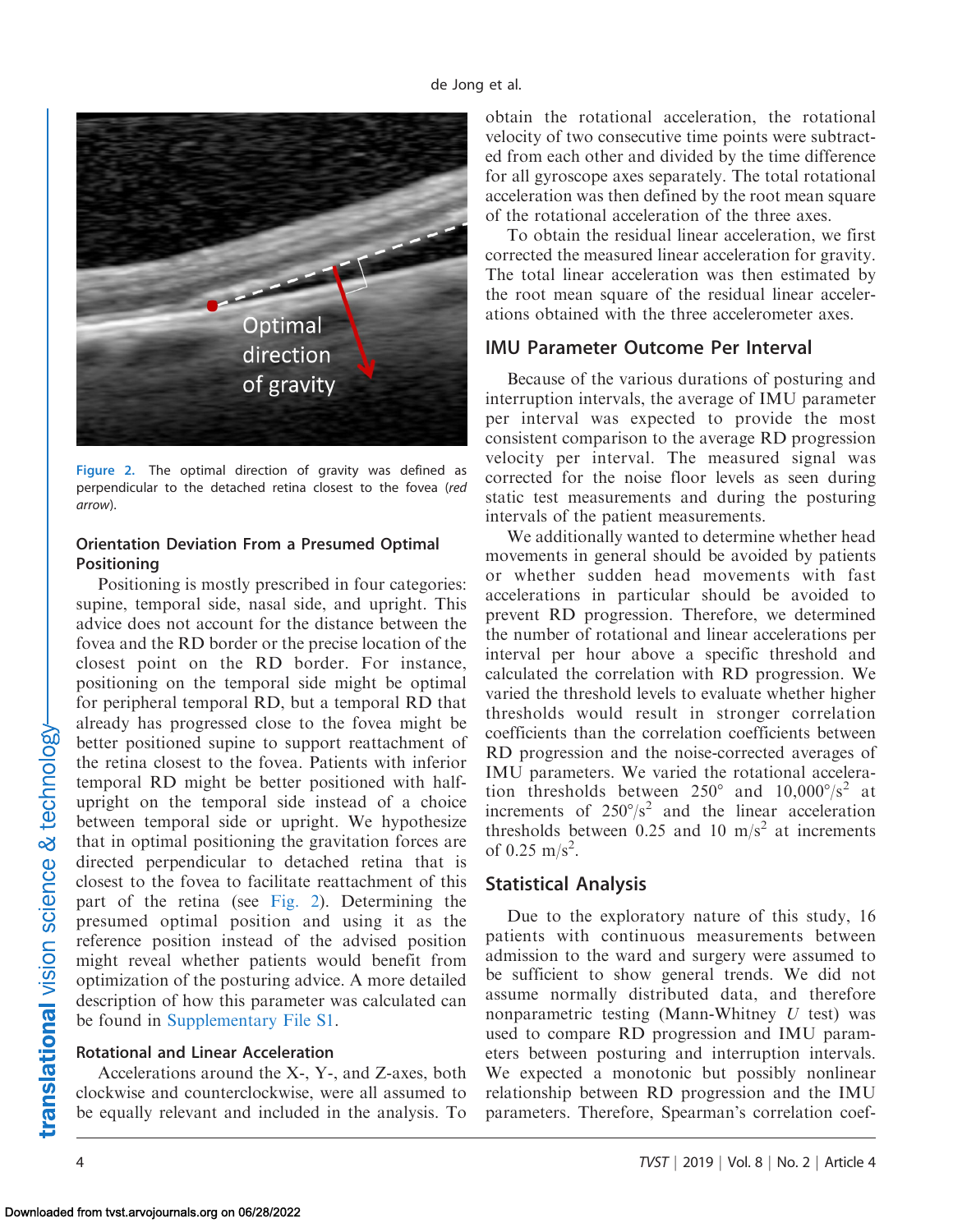Figure 2. The optimal direction of gravity was defined as perpendicular to the detached retina closest to the fovea (*red arrow*).

### Orientation Deviation From a Presumed Optimal Positioning

Positioning is mostly prescribed in four categories: supine, temporal side, nasal side, and upright. This advice does not account for the distance between the fovea and the RD border or the precise location of the closest point on the RD border. For instance, positioning on the temporal side might be optimal for peripheral temporal RD, but a temporal RD that already has progressed close to the fovea might be better positioned supine to support reattachment of the retina closest to the fovea. Patients with inferior temporal RD might be better positioned with half-upright on the temporal side instead of a choice between temporal side or upright. We hypothesize that in optimal positioning the gravitation forces are directed perpendicular to detached retina that is closest to the fovea to facilitate reattachment of this part of the retina (see Fig. 2). Determining the presumed optimal position and using it as the reference position instead of the advised position might reveal whether patients would benefit from optimization of the posturing advice. A more detailed description of how this parameter was calculated can be found in Supplementary File S1.

### Rotational and Linear Acceleration

Accelerations around the X-, Y-, and Z-axes, both clockwise and counterclockwise, were all assumed to be equally relevant and included in the analysis. To obtain the rotational acceleration, the rotational velocity of two consecutive time points were subtracted from each other and divided by the time difference for all gyroscope axes separately. The total rotational acceleration was then defined by the root mean square of the rotational acceleration of the three axes.

To obtain the residual linear acceleration, we first corrected the measured linear acceleration for gravity. The total linear acceleration was then estimated by the root mean square of the residual linear accelerations obtained with the three accelerometer axes.

## IMU Parameter Outcome Per Interval

Because of the various durations of posturing and interruption intervals, the average of IMU parameter per interval was expected to provide the most consistent comparison to the average RD progression velocity per interval. The measured signal was corrected for the noise floor levels as seen during static test measurements and during the posturing intervals of the patient measurements.

We additionally wanted to determine whether head movements in general should be avoided by patients or whether sudden head movements with fast accelerations in particular should be avoided to prevent RD progression. Therefore, we determined the number of rotational and linear accelerations per interval per hour above a specific threshold and calculated the correlation with RD progression. We varied the threshold levels to evaluate whether higher thresholds would result in stronger correlation coefficients than the correlation coefficients between RD progression and the noise-corrected averages of IMU parameters. We varied the rotational acceleration thresholds between 250° and 10,000°/s$^2$ at increments of 250°/s$^2$ and the linear acceleration thresholds between 0.25 and 10 m/s$^2$ at increments of 0.25 m/s$^2$.

## Statistical Analysis

Due to the exploratory nature of this study, 16 patients with continuous measurements between admission to the ward and surgery were assumed to be sufficient to show general trends. We did not assume normally distributed data, and therefore nonparametric testing (Mann-Whitney $U$ test) was used to compare RD progression and IMU parameters between posturing and interruption intervals. We expected a monotonic but possibly nonlinear relationship between RD progression and the IMU parameters. Therefore, Spearman's correlation coef-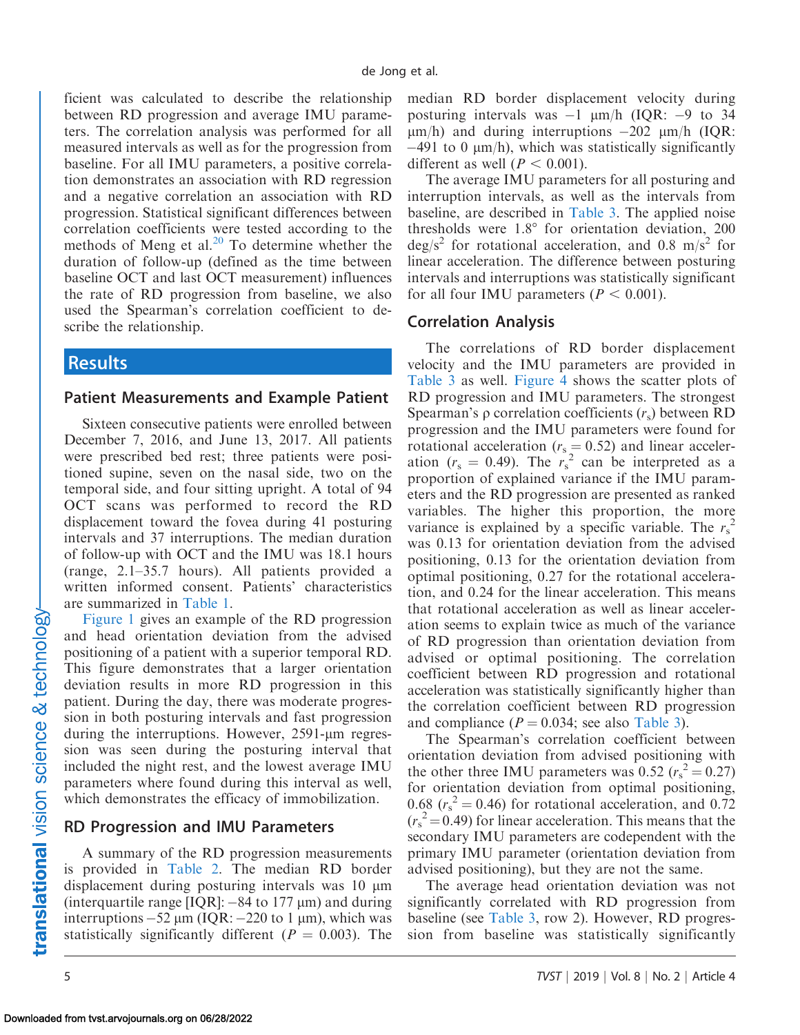ficient was calculated to describe the relationship between RD progression and average IMU parameters. The correlation analysis was performed for all measured intervals as well as for the progression from baseline. For all IMU parameters, a positive correlation demonstrates an association with RD regression and a negative correlation an association with RD progression. Statistical significant differences between correlation coefficients were tested according to the methods of Meng et al.[20] To determine whether the duration of follow-up (defined as the time between baseline OCT and last OCT measurement) influences the rate of RD progression from baseline, we also used the Spearman's correlation coefficient to describe the relationship.

## Results

### Patient Measurements and Example Patient

Sixteen consecutive patients were enrolled between December 7, 2016, and June 13, 2017. All patients were prescribed bed rest; three patients were positioned supine, seven on the nasal side, two on the temporal side, and four sitting upright. A total of 94 OCT scans was performed to record the RD displacement toward the fovea during 41 posturing intervals and 37 interruptions. The median duration of follow-up with OCT and the IMU was 18.1 hours (range, 2.1–35.7 hours). All patients provided a written informed consent. Patients' characteristics are summarized in Table 1.

Figure 1 gives an example of the RD progression and head orientation deviation from the advised positioning of a patient with a superior temporal RD. This figure demonstrates that a larger orientation deviation results in more RD progression in this patient. During the day, there was moderate progression in both posturing intervals and fast progression during the interruptions. However, 2591-μm regression was seen during the posturing interval that included the night rest, and the lowest average IMU parameters where found during this interval as well, which demonstrates the efficacy of immobilization.

### RD Progression and IMU Parameters

A summary of the RD progression measurements is provided in Table 2. The median RD border displacement during posturing intervals was 10 μm (interquartile range [IQR]: −84 to 177 μm) and during interruptions −52 μm (IQR: −220 to 1 μm), which was statistically significantly different ($P = 0.003$). The median RD border displacement velocity during posturing intervals was −1 μm/h (IQR: −9 to 34 μm/h) and during interruptions −202 μm/h (IQR: −491 to 0 μm/h), which was statistically significantly different as well ($P < 0.001$).

The average IMU parameters for all posturing and interruption intervals, as well as the intervals from baseline, are described in Table 3. The applied noise thresholds were 1.8° for orientation deviation, 200 deg/s$^2$ for rotational acceleration, and 0.8 m/s$^2$ for linear acceleration. The difference between posturing intervals and interruptions was statistically significant for all four IMU parameters ($P < 0.001$).

### Correlation Analysis

The correlations of RD border displacement velocity and the IMU parameters are provided in Table 3 as well. Figure 4 shows the scatter plots of RD progression and IMU parameters. The strongest Spearman's ρ correlation coefficients ($r_s$) between RD progression and the IMU parameters were found for rotational acceleration ($r_s = 0.52$) and linear acceleration ($r_s = 0.49$). The $r_s^2$ can be interpreted as a proportion of explained variance if the IMU parameters and the RD progression are presented as ranked variables. The higher this proportion, the more variance is explained by a specific variable. The $r_s^2$ was 0.13 for orientation deviation from the advised positioning, 0.13 for the orientation deviation from optimal positioning, 0.27 for the rotational acceleration, and 0.24 for the linear acceleration. This means that rotational acceleration as well as linear acceleration seems to explain twice as much of the variance of RD progression than orientation deviation from advised or optimal positioning. The correlation coefficient between RD progression and rotational acceleration was statistically significantly higher than the correlation coefficient between RD progression and compliance ($P = 0.034$; see also Table 3).

The Spearman's correlation coefficient between orientation deviation from advised positioning with the other three IMU parameters was 0.52 ($r_s^2 = 0.27$) for orientation deviation from optimal positioning, 0.68 ($r_s^2 = 0.46$) for rotational acceleration, and 0.72 ($r_s^2 = 0.49$) for linear acceleration. This means that the secondary IMU parameters are codependent with the primary IMU parameter (orientation deviation from advised positioning), but they are not the same.

The average head orientation deviation was not significantly correlated with RD progression from baseline (see Table 3, row 2). However, RD progression from baseline was statistically significantly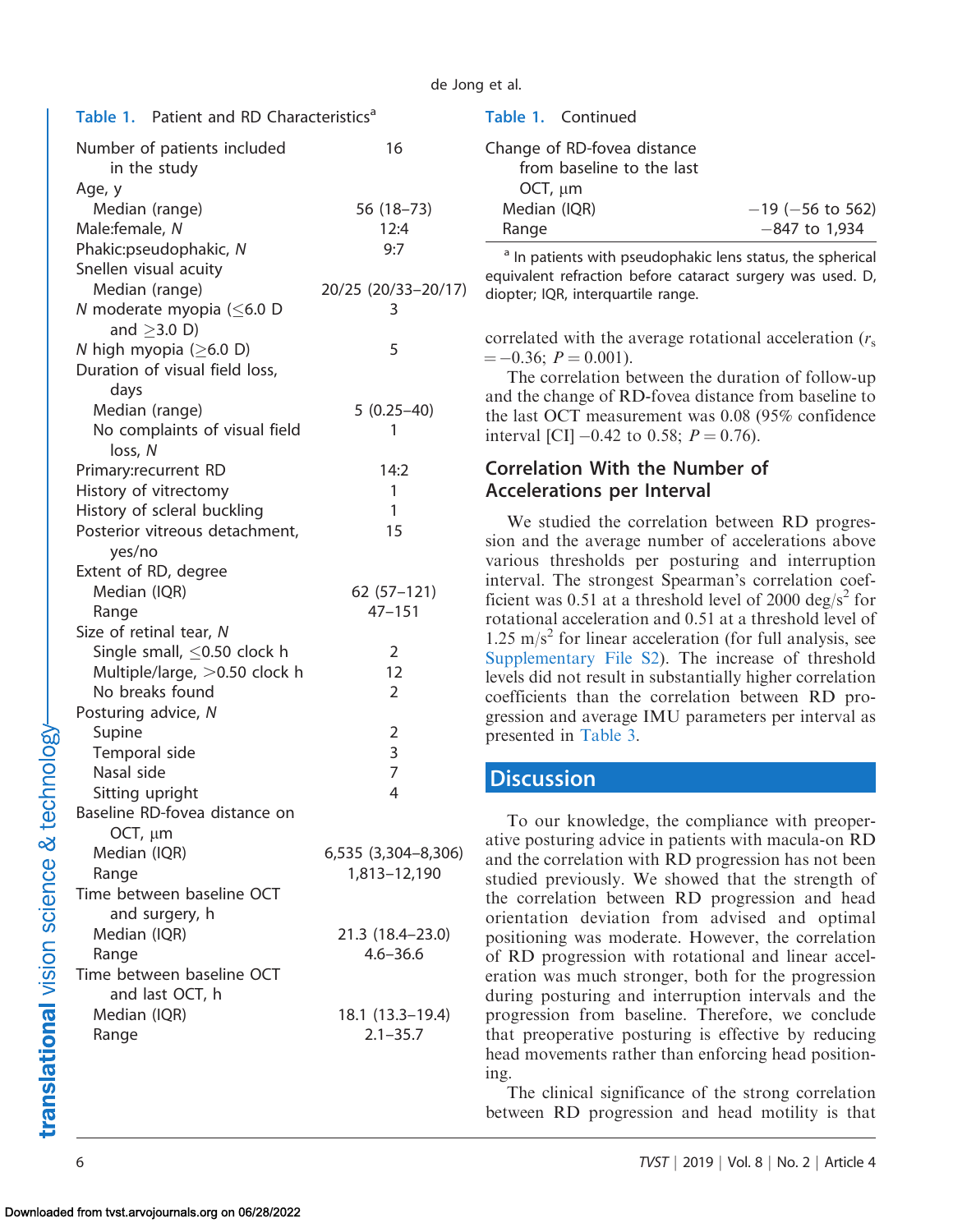Table 1. Patient and RD Characteristics[a]

| | |
|---|---|
| Number of patients included in the study | 16 |
| Age, y | |
| Median (range) | 56 (18–73) |
| Male:female, *N* | 12:4 |
| Phakic:pseudophakic, *N* | 9:7 |
| Snellen visual acuity | |
| Median (range) | 20/25 (20/33–20/17) |
| *N* moderate myopia (≤6.0 D and ≥3.0 D) | 3 |
| *N* high myopia (≥6.0 D) | 5 |
| Duration of visual field loss, days | |
| Median (range) | 5 (0.25–40) |
| No complaints of visual field loss, *N* | 1 |
| Primary:recurrent RD | 14:2 |
| History of vitrectomy | 1 |
| History of scleral buckling | 1 |
| Posterior vitreous detachment, yes/no | 15 |
| Extent of RD, degree | |
| Median (IQR) | 62 (57–121) |
| Range | 47–151 |
| Size of retinal tear, *N* | |
| Single small, ≤0.50 clock h | 2 |
| Multiple/large, >0.50 clock h | 12 |
| No breaks found | 2 |
| Posturing advice, *N* | |
| Supine | 2 |
| Temporal side | 3 |
| Nasal side | 7 |
| Sitting upright | 4 |
| Baseline RD-fovea distance on OCT, μm | |
| Median (IQR) | 6,535 (3,304–8,306) |
| Range | 1,813–12,190 |
| Time between baseline OCT and surgery, h | |
| Median (IQR) | 21.3 (18.4–23.0) |
| Range | 4.6–36.6 |
| Time between baseline OCT and last OCT, h | |
| Median (IQR) | 18.1 (13.3–19.4) |
| Range | 2.1–35.7 |
| Change of RD-fovea distance from baseline to the last OCT, μm | |
| Median (IQR) | −19 (−56 to 562) |
| Range | −847 to 1,934 |

[a] In patients with pseudophakic lens status, the spherical equivalent refraction before cataract surgery was used. D, diopter; IQR, interquartile range.

correlated with the average rotational acceleration ($r_s = -0.36$; $P = 0.001$).

The correlation between the duration of follow-up and the change of RD-fovea distance from baseline to the last OCT measurement was 0.08 (95% confidence interval [CI] −0.42 to 0.58; $P = 0.76$).

## Correlation With the Number of Accelerations per Interval

We studied the correlation between RD progression and the average number of accelerations above various thresholds per posturing and interruption interval. The strongest Spearman's correlation coefficient was 0.51 at a threshold level of 2000 deg/s$^2$ for rotational acceleration and 0.51 at a threshold level of 1.25 m/s$^2$ for linear acceleration (for full analysis, see Supplementary File S2). The increase of threshold levels did not result in substantially higher correlation coefficients than the correlation between RD progression and average IMU parameters per interval as presented in Table 3.

# Discussion

To our knowledge, the compliance with preoperative posturing advice in patients with macula-on RD and the correlation with RD progression has not been studied previously. We showed that the strength of the correlation between RD progression and head orientation deviation from advised and optimal positioning was moderate. However, the correlation of RD progression with rotational and linear acceleration was much stronger, both for the progression during posturing and interruption intervals and the progression from baseline. Therefore, we conclude that preoperative posturing is effective by reducing head movements rather than enforcing head positioning.

The clinical significance of the strong correlation between RD progression and head motility is that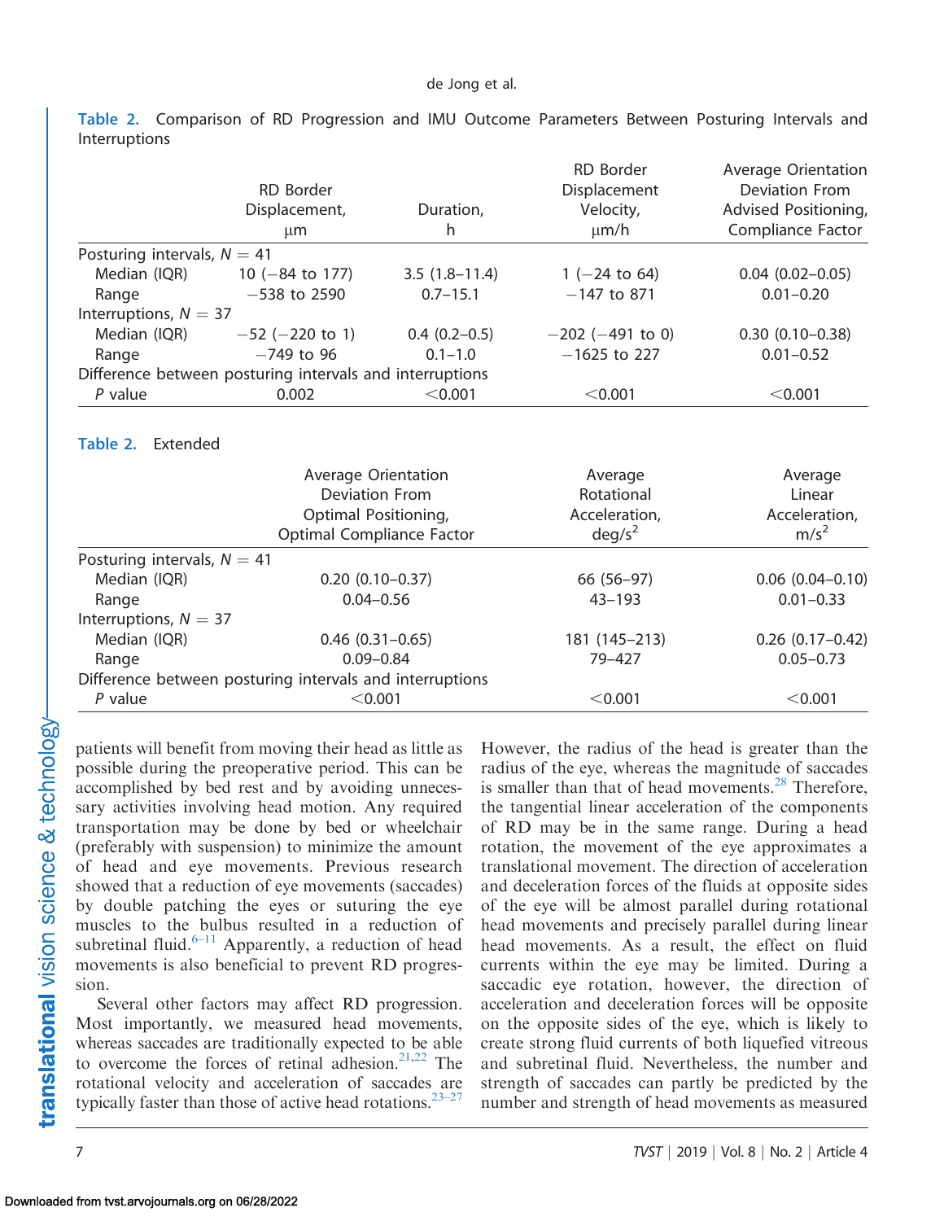**Table 2.** Comparison of RD Progression and IMU Outcome Parameters Between Posturing Intervals and Interruptions

| | RD Border Displacement, μm | Duration, h | RD Border Displacement Velocity, μm/h | Average Orientation Deviation From Advised Positioning, Compliance Factor |
|---|---|---|---|---|
| Posturing intervals, $N = 41$ | | | | |
| Median (IQR) | 10 (−84 to 177) | 3.5 (1.8–11.4) | 1 (−24 to 64) | 0.04 (0.02–0.05) |
| Range | −538 to 2590 | 0.7–15.1 | −147 to 871 | 0.01–0.20 |
| Interruptions, $N = 37$ | | | | |
| Median (IQR) | −52 (−220 to 1) | 0.4 (0.2–0.5) | −202 (−491 to 0) | 0.30 (0.10–0.38) |
| Range | −749 to 96 | 0.1–1.0 | −1625 to 227 | 0.01–0.52 |
| Difference between posturing intervals and interruptions | | | | |
| *P* value | 0.002 | <0.001 | <0.001 | <0.001 |

**Table 2.** Extended

| | Average Orientation Deviation From Optimal Positioning, Optimal Compliance Factor | Average Rotational Acceleration, deg/s$^2$ | Average Linear Acceleration, m/s$^2$ |
|---|---|---|---|
| Posturing intervals, $N = 41$ | | | |
| Median (IQR) | 0.20 (0.10–0.37) | 66 (56–97) | 0.06 (0.04–0.10) |
| Range | 0.04–0.56 | 43–193 | 0.01–0.33 |
| Interruptions, $N = 37$ | | | |
| Median (IQR) | 0.46 (0.31–0.65) | 181 (145–213) | 0.26 (0.17–0.42) |
| Range | 0.09–0.84 | 79–427 | 0.05–0.73 |
| Difference between posturing intervals and interruptions | | | |
| *P* value | <0.001 | <0.001 | <0.001 |

patients will benefit from moving their head as little as possible during the preoperative period. This can be accomplished by bed rest and by avoiding unnecessary activities involving head motion. Any required transportation may be done by bed or wheelchair (preferably with suspension) to minimize the amount of head and eye movements. Previous research showed that a reduction of eye movements (saccades) by double patching the eyes or suturing the eye muscles to the bulbus resulted in a reduction of subretinal fluid.[6–11] Apparently, a reduction of head movements is also beneficial to prevent RD progression.

Several other factors may affect RD progression. Most importantly, we measured head movements, whereas saccades are traditionally expected to be able to overcome the forces of retinal adhesion.[21,22] The rotational velocity and acceleration of saccades are typically faster than those of active head rotations.[23–27] However, the radius of the head is greater than the radius of the eye, whereas the magnitude of saccades is smaller than that of head movements.[28] Therefore, the tangential linear acceleration of the components of RD may be in the same range. During a head rotation, the movement of the eye approximates a translational movement. The direction of acceleration and deceleration forces of the fluids at opposite sides of the eye will be almost parallel during rotational head movements and precisely parallel during linear head movements. As a result, the effect on fluid currents within the eye may be limited. During a saccadic eye rotation, however, the direction of acceleration and deceleration forces will be opposite on the opposite sides of the eye, which is likely to create strong fluid currents of both liquefied vitreous and subretinal fluid. Nevertheless, the number and strength of saccades can partly be predicted by the number and strength of head movements as measured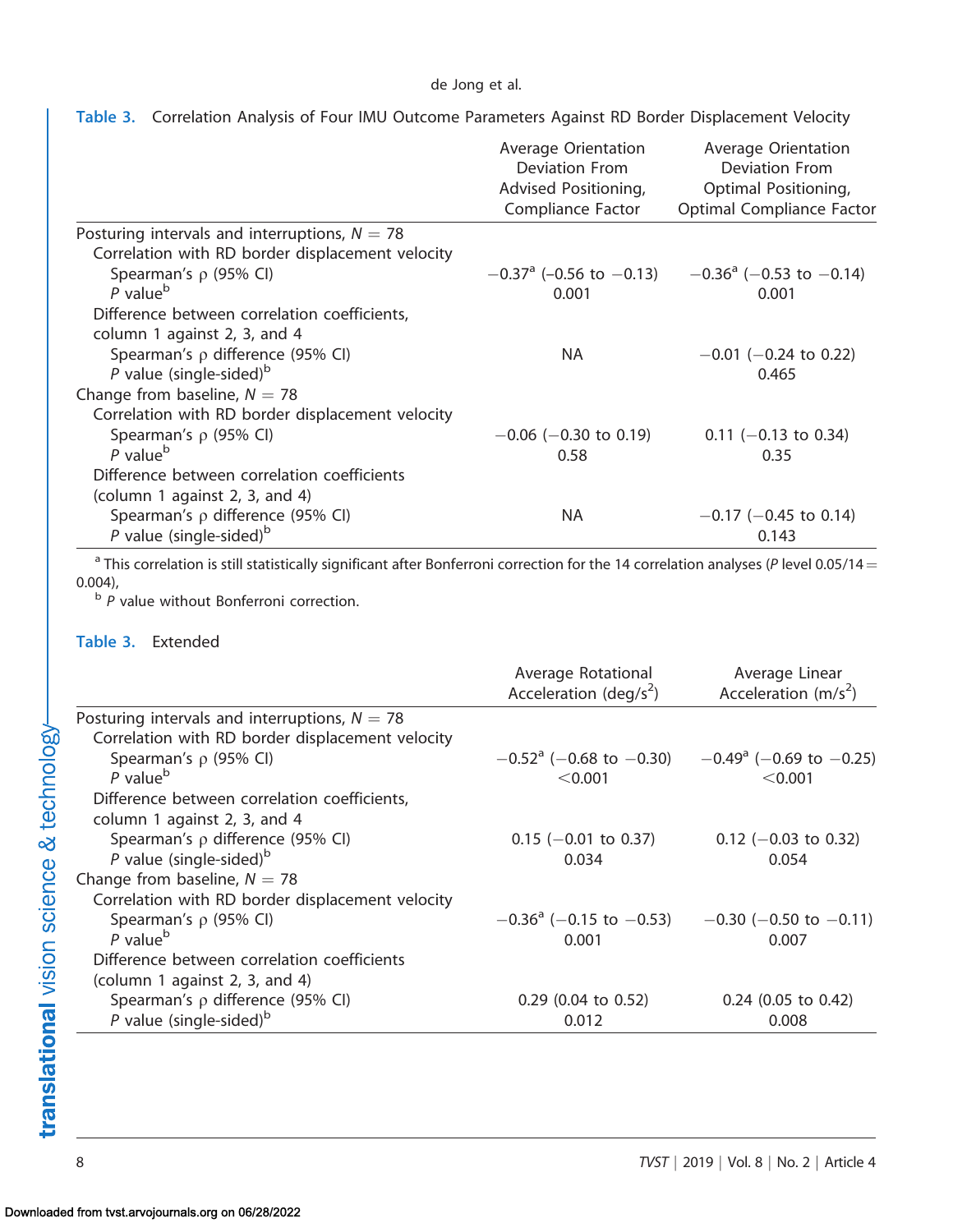**Table 3.** Correlation Analysis of Four IMU Outcome Parameters Against RD Border Displacement Velocity

| | Average Orientation Deviation From Advised Positioning, Compliance Factor | Average Orientation Deviation From Optimal Positioning, Optimal Compliance Factor |
|---|---|---|
| Posturing intervals and interruptions, $N = 78$ | | |
| Correlation with RD border displacement velocity | | |
| Spearman's ρ (95% CI) | −0.37[a] (−0.56 to −0.13) | −0.36[a] (−0.53 to −0.14) |
| *P* value[b] | 0.001 | 0.001 |
| Difference between correlation coefficients, column 1 against 2, 3, and 4 | | |
| Spearman's ρ difference (95% CI) | NA | −0.01 (−0.24 to 0.22) |
| *P* value (single-sided)[b] | | 0.465 |
| Change from baseline, $N = 78$ | | |
| Correlation with RD border displacement velocity | | |
| Spearman's ρ (95% CI) | −0.06 (−0.30 to 0.19) | 0.11 (−0.13 to 0.34) |
| *P* value[b] | 0.58 | 0.35 |
| Difference between correlation coefficients (column 1 against 2, 3, and 4) | | |
| Spearman's ρ difference (95% CI) | NA | −0.17 (−0.45 to 0.14) |
| *P* value (single-sided)[b] | | 0.143 |

[a] This correlation is still statistically significant after Bonferroni correction for the 14 correlation analyses (*P* level 0.05/14 = 0.004),

[b] *P* value without Bonferroni correction.

**Table 3.** Extended

| | Average Rotational Acceleration (deg/s$^2$) | Average Linear Acceleration (m/s$^2$) |
|---|---|---|
| Posturing intervals and interruptions, $N = 78$ | | |
| Correlation with RD border displacement velocity | | |
| Spearman's ρ (95% CI) | −0.52[a] (−0.68 to −0.30) | −0.49[a] (−0.69 to −0.25) |
| *P* value[b] | <0.001 | <0.001 |
| Difference between correlation coefficients, column 1 against 2, 3, and 4 | | |
| Spearman's ρ difference (95% CI) | 0.15 (−0.01 to 0.37) | 0.12 (−0.03 to 0.32) |
| *P* value (single-sided)[b] | 0.034 | 0.054 |
| Change from baseline, $N = 78$ | | |
| Correlation with RD border displacement velocity | | |
| Spearman's ρ (95% CI) | −0.36[a] (−0.15 to −0.53) | −0.30 (−0.50 to −0.11) |
| *P* value[b] | 0.001 | 0.007 |
| Difference between correlation coefficients (column 1 against 2, 3, and 4) | | |
| Spearman's ρ difference (95% CI) | 0.29 (0.04 to 0.52) | 0.24 (0.05 to 0.42) |
| *P* value (single-sided)[b] | 0.012 | 0.008 |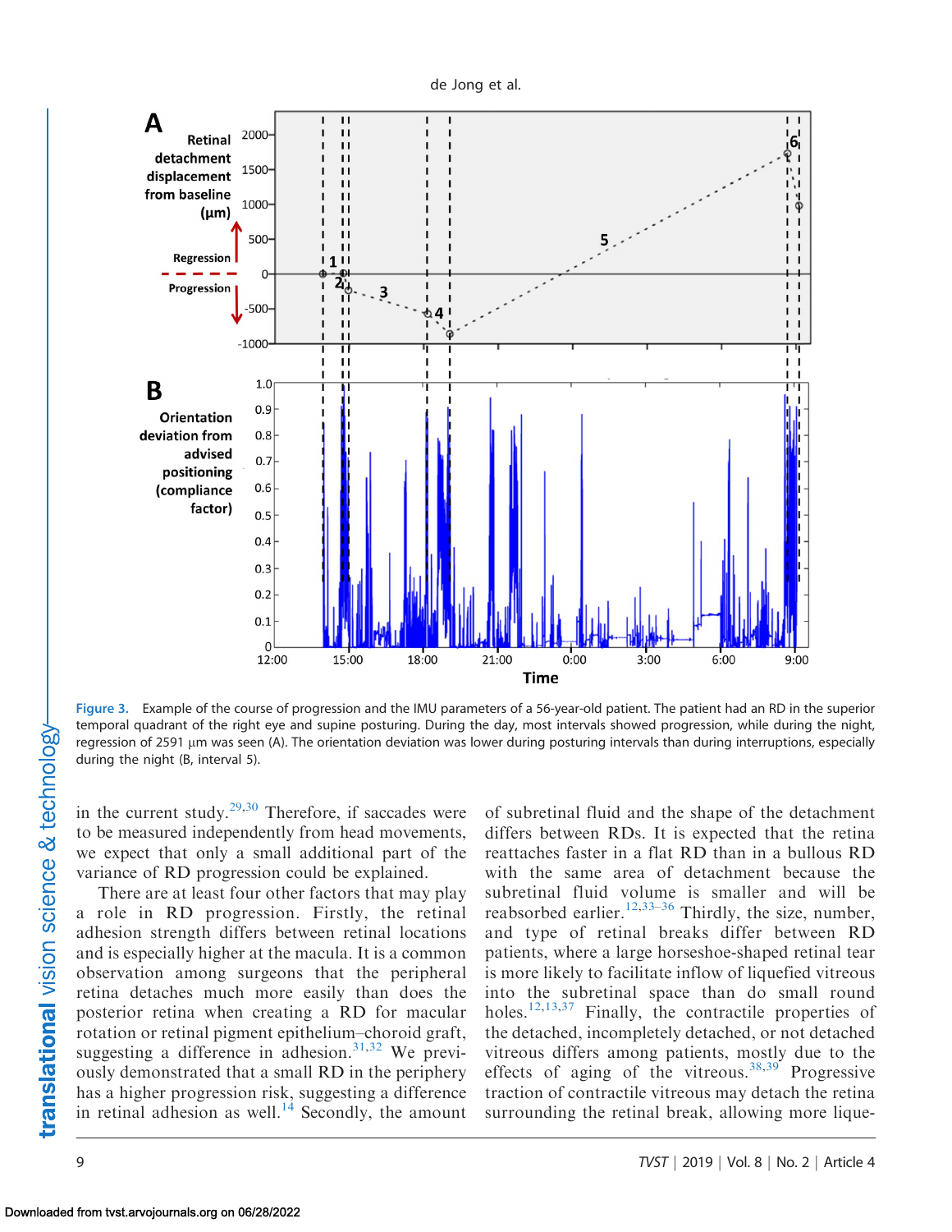Figure 3. Example of the course of progression and the IMU parameters of a 56-year-old patient. The patient had an RD in the superior temporal quadrant of the right eye and supine posturing. During the day, most intervals showed progression, while during the night, regression of 2591 µm was seen (A). The orientation deviation was lower during posturing intervals than during interruptions, especially during the night (B, interval 5).

in the current study.[29,30] Therefore, if saccades were to be measured independently from head movements, we expect that only a small additional part of the variance of RD progression could be explained.

There are at least four other factors that may play a role in RD progression. Firstly, the retinal adhesion strength differs between retinal locations and is especially higher at the macula. It is a common observation among surgeons that the peripheral retina detaches much more easily than does the posterior retina when creating a RD for macular rotation or retinal pigment epithelium–choroid graft, suggesting a difference in adhesion.[31,32] We previously demonstrated that a small RD in the periphery has a higher progression risk, suggesting a difference in retinal adhesion as well.[14] Secondly, the amount of subretinal fluid and the shape of the detachment differs between RDs. It is expected that the retina reattaches faster in a flat RD than in a bullous RD with the same area of detachment because the subretinal fluid volume is smaller and will be reabsorbed earlier.[12,33–36] Thirdly, the size, number, and type of retinal breaks differ between RD patients, where a large horseshoe-shaped retinal tear is more likely to facilitate inflow of liquefied vitreous into the subretinal space than do small round holes.[12,13,37] Finally, the contractile properties of the detached, incompletely detached, or not detached vitreous differs among patients, mostly due to the effects of aging of the vitreous.[38,39] Progressive traction of contractile vitreous may detach the retina surrounding the retinal break, allowing more lique-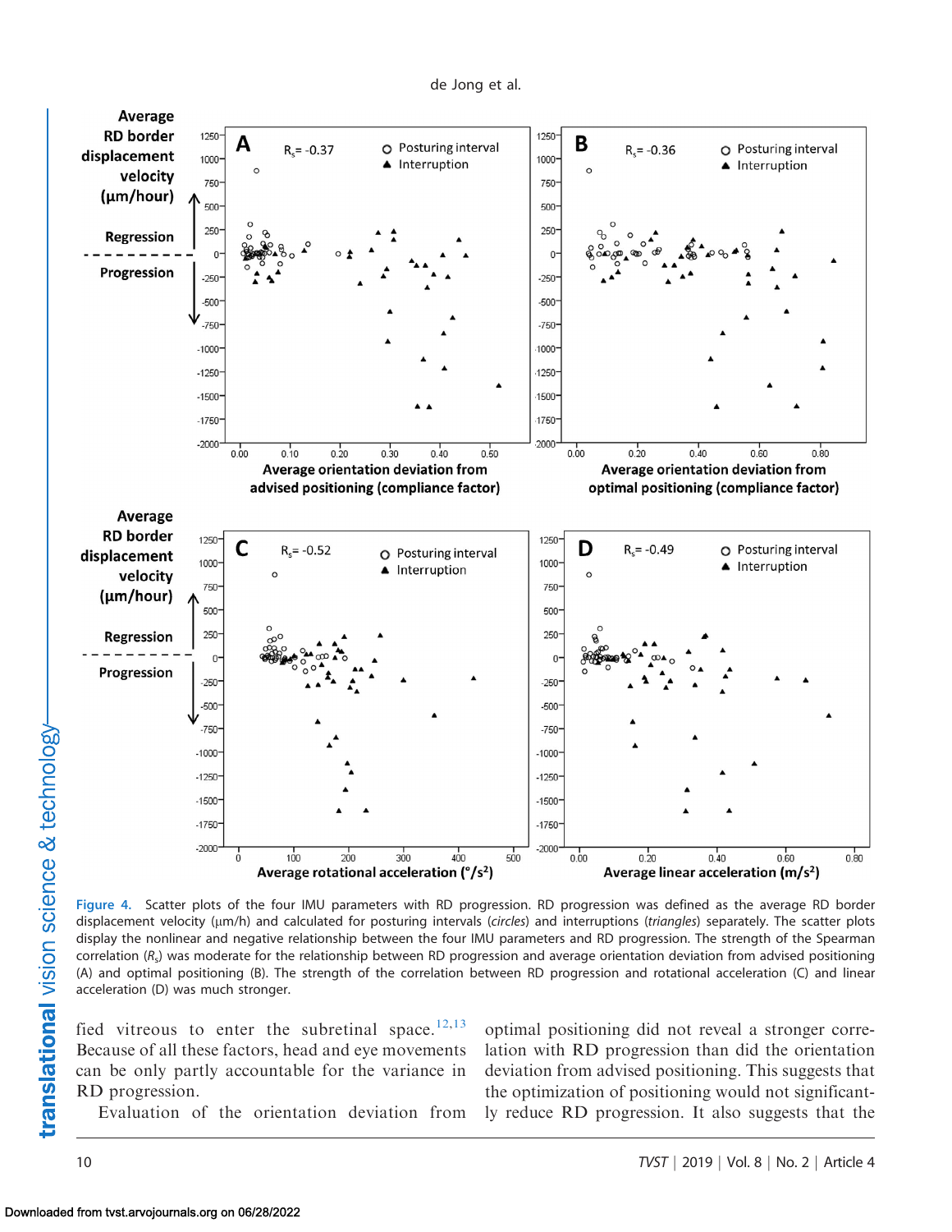Figure 4. Scatter plots of the four IMU parameters with RD progression. RD progression was defined as the average RD border displacement velocity (μm/h) and calculated for posturing intervals (*circles*) and interruptions (*triangles*) separately. The scatter plots display the nonlinear and negative relationship between the four IMU parameters and RD progression. The strength of the Spearman correlation ($R_s$) was moderate for the relationship between RD progression and average orientation deviation from advised positioning (A) and optimal positioning (B). The strength of the correlation between RD progression and rotational acceleration (C) and linear acceleration (D) was much stronger.

fied vitreous to enter the subretinal space.[12,13] Because of all these factors, head and eye movements can be only partly accountable for the variance in RD progression.

Evaluation of the orientation deviation from optimal positioning did not reveal a stronger correlation with RD progression than did the orientation deviation from advised positioning. This suggests that the optimization of positioning would not significantly reduce RD progression. It also suggests that the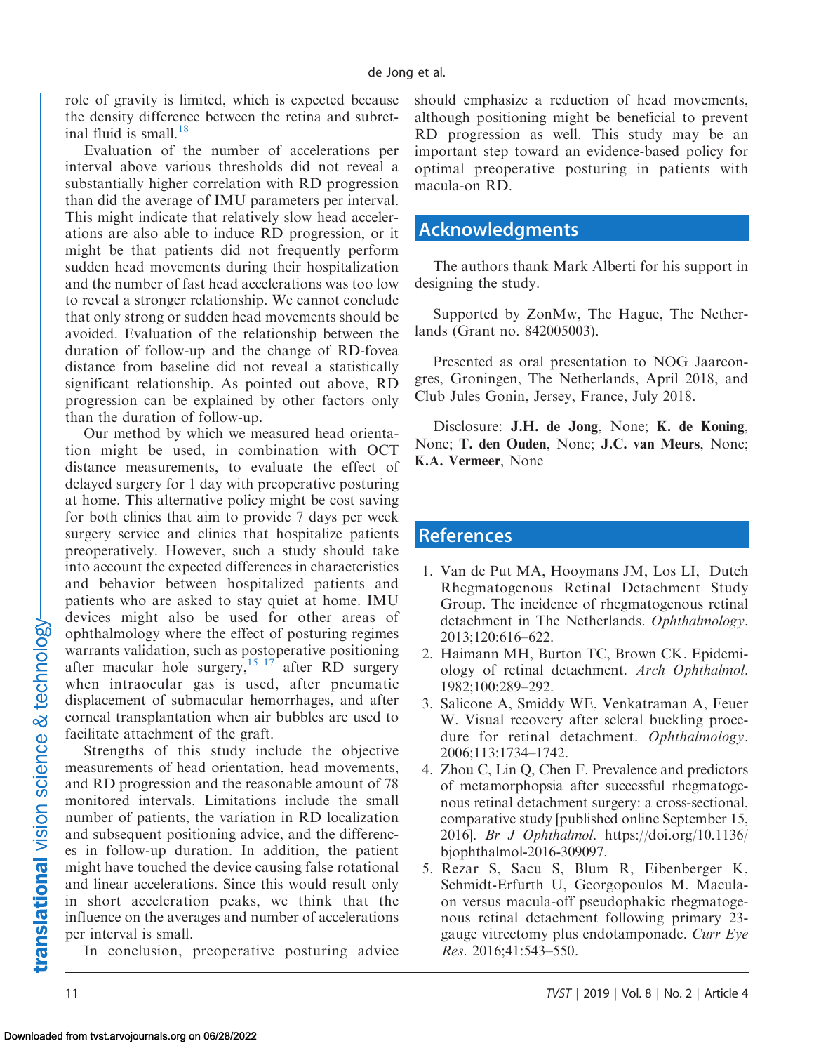role of gravity is limited, which is expected because the density difference between the retina and subretinal fluid is small.[18]

Evaluation of the number of accelerations per interval above various thresholds did not reveal a substantially higher correlation with RD progression than did the average of IMU parameters per interval. This might indicate that relatively slow head accelerations are also able to induce RD progression, or it might be that patients did not frequently perform sudden head movements during their hospitalization and the number of fast head accelerations was too low to reveal a stronger relationship. We cannot conclude that only strong or sudden head movements should be avoided. Evaluation of the relationship between the duration of follow-up and the change of RD-fovea distance from baseline did not reveal a statistically significant relationship. As pointed out above, RD progression can be explained by other factors only than the duration of follow-up.

Our method by which we measured head orientation might be used, in combination with OCT distance measurements, to evaluate the effect of delayed surgery for 1 day with preoperative posturing at home. This alternative policy might be cost saving for both clinics that aim to provide 7 days per week surgery service and clinics that hospitalize patients preoperatively. However, such a study should take into account the expected differences in characteristics and behavior between hospitalized patients and patients who are asked to stay quiet at home. IMU devices might also be used for other areas of ophthalmology where the effect of posturing regimes warrants validation, such as postoperative positioning after macular hole surgery,[15–17] after RD surgery when intraocular gas is used, after pneumatic displacement of submacular hemorrhages, and after corneal transplantation when air bubbles are used to facilitate attachment of the graft.

Strengths of this study include the objective measurements of head orientation, head movements, and RD progression and the reasonable amount of 78 monitored intervals. Limitations include the small number of patients, the variation in RD localization and subsequent positioning advice, and the differences in follow-up duration. In addition, the patient might have touched the device causing false rotational and linear accelerations. Since this would result only in short acceleration peaks, we think that the influence on the averages and number of accelerations per interval is small.

In conclusion, preoperative posturing advice should emphasize a reduction of head movements, although positioning might be beneficial to prevent RD progression as well. This study may be an important step toward an evidence-based policy for optimal preoperative posturing in patients with macula-on RD.

## Acknowledgments

The authors thank Mark Alberti for his support in designing the study.

Supported by ZonMw, The Hague, The Netherlands (Grant no. 842005003).

Presented as oral presentation to NOG Jaarcongres, Groningen, The Netherlands, April 2018, and Club Jules Gonin, Jersey, France, July 2018.

Disclosure: **J.H. de Jong**, None; **K. de Koning**, None; **T. den Ouden**, None; **J.C. van Meurs**, None; **K.A. Vermeer**, None

## References

1. Van de Put MA, Hooymans JM, Los LI, Dutch Rhegmatogenous Retinal Detachment Study Group. The incidence of rhegmatogenous retinal detachment in The Netherlands. *Ophthalmology*. 2013;120:616–622.
2. Haimann MH, Burton TC, Brown CK. Epidemiology of retinal detachment. *Arch Ophthalmol*. 1982;100:289–292.
3. Salicone A, Smiddy WE, Venkatraman A, Feuer W. Visual recovery after scleral buckling procedure for retinal detachment. *Ophthalmology*. 2006;113:1734–1742.
4. Zhou C, Lin Q, Chen F. Prevalence and predictors of metamorphopsia after successful rhegmatogenous retinal detachment surgery: a cross-sectional, comparative study [published online September 15, 2016]. *Br J Ophthalmol*. https://doi.org/10.1136/bjophthalmol-2016-309097.
5. Rezar S, Sacu S, Blum R, Eibenberger K, Schmidt-Erfurth U, Georgopoulos M. Macula-on versus macula-off pseudophakic rhegmatogenous retinal detachment following primary 23-gauge vitrectomy plus endotamponade. *Curr Eye Res*. 2016;41:543–550.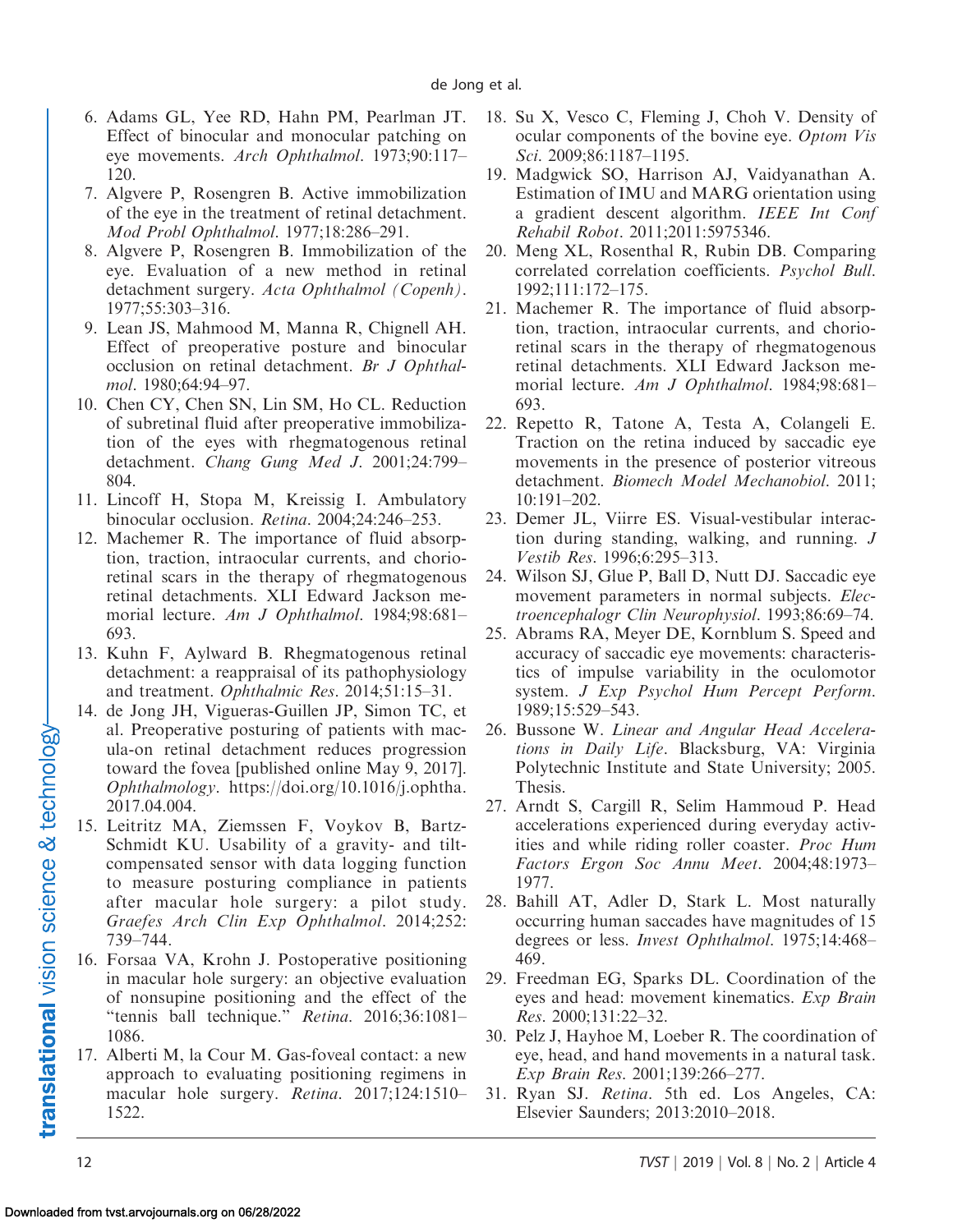6. Adams GL, Yee RD, Hahn PM, Pearlman JT. Effect of binocular and monocular patching on eye movements. *Arch Ophthalmol*. 1973;90:117–120.
7. Algvere P, Rosengren B. Active immobilization of the eye in the treatment of retinal detachment. *Mod Probl Ophthalmol*. 1977;18:286–291.
8. Algvere P, Rosengren B. Immobilization of the eye. Evaluation of a new method in retinal detachment surgery. *Acta Ophthalmol (Copenh)*. 1977;55:303–316.
9. Lean JS, Mahmood M, Manna R, Chignell AH. Effect of preoperative posture and binocular occlusion on retinal detachment. *Br J Ophthalmol*. 1980;64:94–97.
10. Chen CY, Chen SN, Lin SM, Ho CL. Reduction of subretinal fluid after preoperative immobilization of the eyes with rhegmatogenous retinal detachment. *Chang Gung Med J*. 2001;24:799–804.
11. Lincoff H, Stopa M, Kreissig I. Ambulatory binocular occlusion. *Retina*. 2004;24:246–253.
12. Machemer R. The importance of fluid absorption, traction, intraocular currents, and chorioretinal scars in the therapy of rhegmatogenous retinal detachments. XLI Edward Jackson memorial lecture. *Am J Ophthalmol*. 1984;98:681–693.
13. Kuhn F, Aylward B. Rhegmatogenous retinal detachment: a reappraisal of its pathophysiology and treatment. *Ophthalmic Res*. 2014;51:15–31.
14. de Jong JH, Vigueras-Guillen JP, Simon TC, et al. Preoperative posturing of patients with macula-on retinal detachment reduces progression toward the fovea [published online May 9, 2017]. *Ophthalmology*. https://doi.org/10.1016/j.ophtha.2017.04.004.
15. Leitritz MA, Ziemssen F, Voykov B, Bartz-Schmidt KU. Usability of a gravity- and tilt-compensated sensor with data logging function to measure posturing compliance in patients after macular hole surgery: a pilot study. *Graefes Arch Clin Exp Ophthalmol*. 2014;252:739–744.
16. Forsaa VA, Krohn J. Postoperative positioning in macular hole surgery: an objective evaluation of nonsupine positioning and the effect of the "tennis ball technique." *Retina*. 2016;36:1081–1086.
17. Alberti M, la Cour M. Gas-foveal contact: a new approach to evaluating positioning regimens in macular hole surgery. *Retina*. 2017;124:1510–1522.
18. Su X, Vesco C, Fleming J, Choh V. Density of ocular components of the bovine eye. *Optom Vis Sci*. 2009;86:1187–1195.
19. Madgwick SO, Harrison AJ, Vaidyanathan A. Estimation of IMU and MARG orientation using a gradient descent algorithm. *IEEE Int Conf Rehabil Robot*. 2011;2011:5975346.
20. Meng XL, Rosenthal R, Rubin DB. Comparing correlated correlation coefficients. *Psychol Bull*. 1992;111:172–175.
21. Machemer R. The importance of fluid absorption, traction, intraocular currents, and chorioretinal scars in the therapy of rhegmatogenous retinal detachments. XLI Edward Jackson memorial lecture. *Am J Ophthalmol*. 1984;98:681–693.
22. Repetto R, Tatone A, Testa A, Colangeli E. Traction on the retina induced by saccadic eye movements in the presence of posterior vitreous detachment. *Biomech Model Mechanobiol*. 2011;10:191–202.
23. Demer JL, Viirre ES. Visual-vestibular interaction during standing, walking, and running. *J Vestib Res*. 1996;6:295–313.
24. Wilson SJ, Glue P, Ball D, Nutt DJ. Saccadic eye movement parameters in normal subjects. *Electroencephalogr Clin Neurophysiol*. 1993;86:69–74.
25. Abrams RA, Meyer DE, Kornblum S. Speed and accuracy of saccadic eye movements: characteristics of impulse variability in the oculomotor system. *J Exp Psychol Hum Percept Perform*. 1989;15:529–543.
26. Bussone W. *Linear and Angular Head Accelerations in Daily Life*. Blacksburg, VA: Virginia Polytechnic Institute and State University; 2005. Thesis.
27. Arndt S, Cargill R, Selim Hammoud P. Head accelerations experienced during everyday activities and while riding roller coaster. *Proc Hum Factors Ergon Soc Annu Meet*. 2004;48:1973–1977.
28. Bahill AT, Adler D, Stark L. Most naturally occurring human saccades have magnitudes of 15 degrees or less. *Invest Ophthalmol*. 1975;14:468–469.
29. Freedman EG, Sparks DL. Coordination of the eyes and head: movement kinematics. *Exp Brain Res*. 2000;131:22–32.
30. Pelz J, Hayhoe M, Loeber R. The coordination of eye, head, and hand movements in a natural task. *Exp Brain Res*. 2001;139:266–277.
31. Ryan SJ. *Retina*. 5th ed. Los Angeles, CA: Elsevier Saunders; 2013:2010–2018.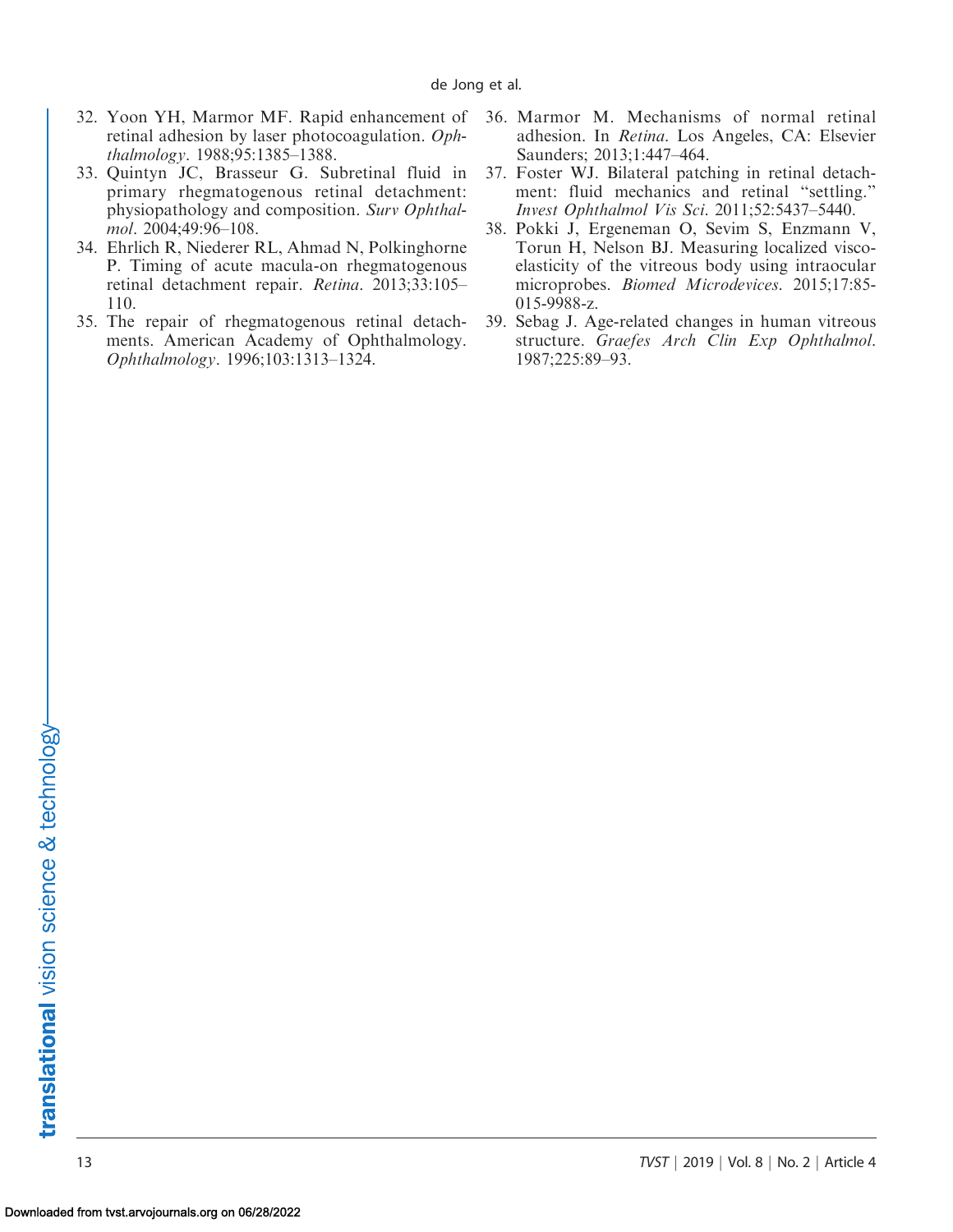32. Yoon YH, Marmor MF. Rapid enhancement of retinal adhesion by laser photocoagulation. *Ophthalmology*. 1988;95:1385–1388.
33. Quintyn JC, Brasseur G. Subretinal fluid in primary rhegmatogenous retinal detachment: physiopathology and composition. *Surv Ophthalmol*. 2004;49:96–108.
34. Ehrlich R, Niederer RL, Ahmad N, Polkinghorne P. Timing of acute macula-on rhegmatogenous retinal detachment repair. *Retina*. 2013;33:105–110.
35. The repair of rhegmatogenous retinal detachments. American Academy of Ophthalmology. *Ophthalmology*. 1996;103:1313–1324.
36. Marmor M. Mechanisms of normal retinal adhesion. In *Retina*. Los Angeles, CA: Elsevier Saunders; 2013;1:447–464.
37. Foster WJ. Bilateral patching in retinal detachment: fluid mechanics and retinal "settling." *Invest Ophthalmol Vis Sci*. 2011;52:5437–5440.
38. Pokki J, Ergeneman O, Sevim S, Enzmann V, Torun H, Nelson BJ. Measuring localized viscoelasticity of the vitreous body using intraocular microprobes. *Biomed Microdevices*. 2015;17:85-015-9988-z.
39. Sebag J. Age-related changes in human vitreous structure. *Graefes Arch Clin Exp Ophthalmol*. 1987;225:89–93.